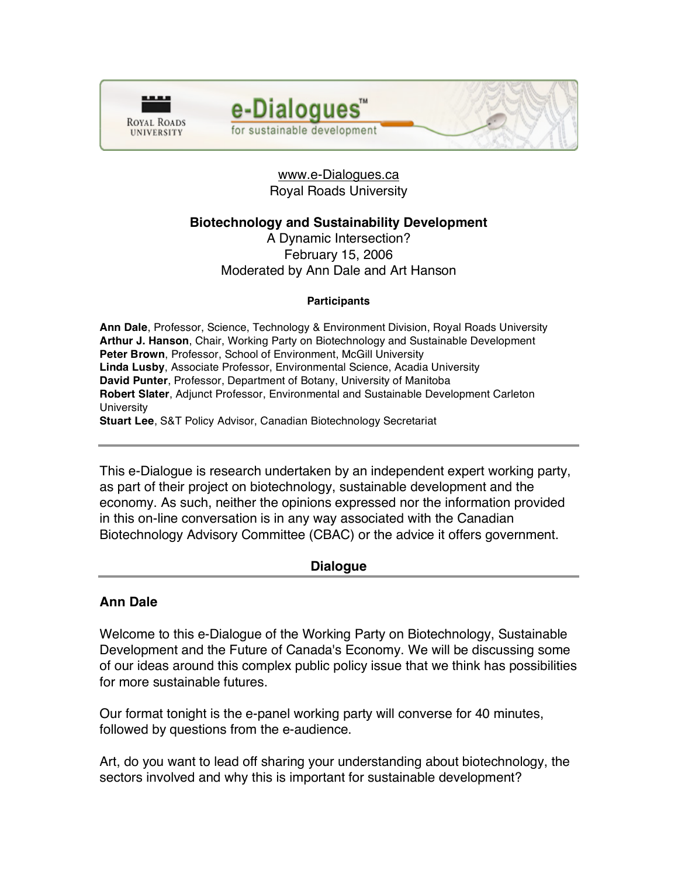www.e-Dialogues.ca
Royal Roads University

# Biotechnology and Sustainability Development

A Dynamic Intersection?
February 15, 2006
Moderated by Ann Dale and Art Hanson

**Participants**

**Ann Dale**, Professor, Science, Technology & Environment Division, Royal Roads University
**Arthur J. Hanson**, Chair, Working Party on Biotechnology and Sustainable Development
**Peter Brown**, Professor, School of Environment, McGill University
**Linda Lusby**, Associate Professor, Environmental Science, Acadia University
**David Punter**, Professor, Department of Botany, University of Manitoba
**Robert Slater**, Adjunct Professor, Environmental and Sustainable Development Carleton University
**Stuart Lee**, S&T Policy Advisor, Canadian Biotechnology Secretariat

---

This e-Dialogue is research undertaken by an independent expert working party, as part of their project on biotechnology, sustainable development and the economy. As such, neither the opinions expressed nor the information provided in this on-line conversation is in any way associated with the Canadian Biotechnology Advisory Committee (CBAC) or the advice it offers government.

## Dialogue

---

### Ann Dale

Welcome to this e-Dialogue of the Working Party on Biotechnology, Sustainable Development and the Future of Canada's Economy. We will be discussing some of our ideas around this complex public policy issue that we think has possibilities for more sustainable futures.

Our format tonight is the e-panel working party will converse for 40 minutes, followed by questions from the e-audience.

Art, do you want to lead off sharing your understanding about biotechnology, the sectors involved and why this is important for sustainable development?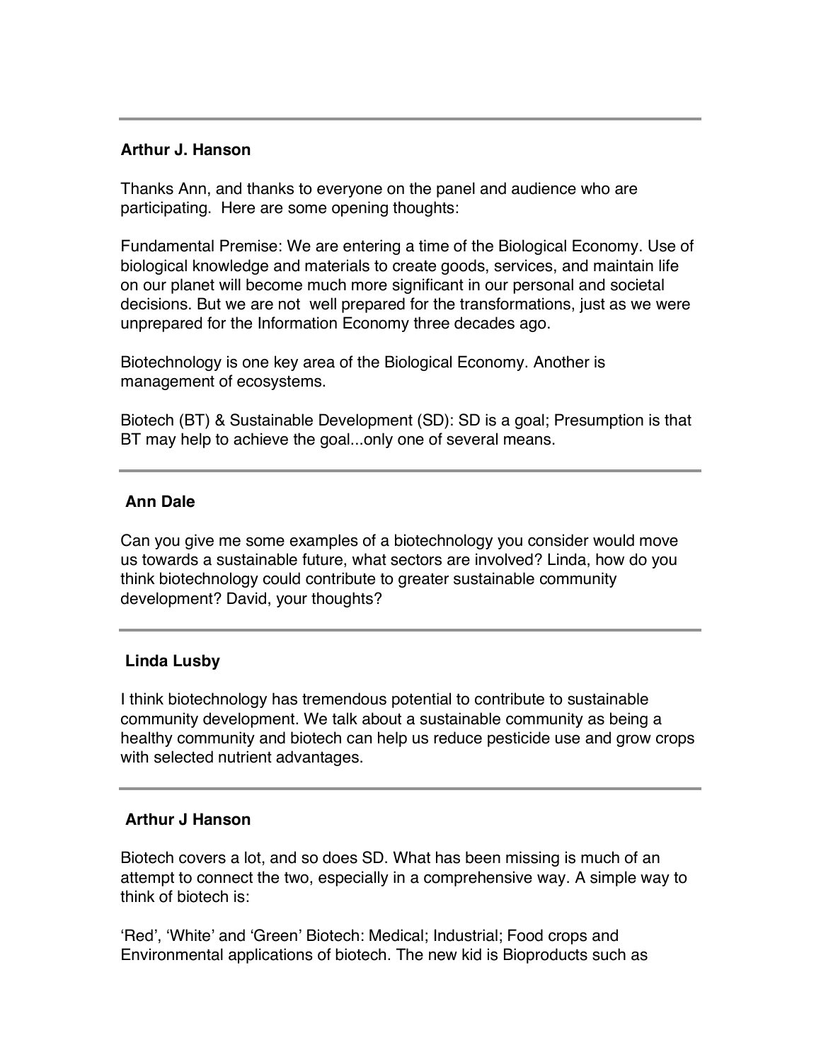---

**Arthur J. Hanson**

Thanks Ann, and thanks to everyone on the panel and audience who are participating. Here are some opening thoughts:

Fundamental Premise: We are entering a time of the Biological Economy. Use of biological knowledge and materials to create goods, services, and maintain life on our planet will become much more significant in our personal and societal decisions. But we are not well prepared for the transformations, just as we were unprepared for the Information Economy three decades ago.

Biotechnology is one key area of the Biological Economy. Another is management of ecosystems.

Biotech (BT) & Sustainable Development (SD): SD is a goal; Presumption is that BT may help to achieve the goal...only one of several means.

---

**Ann Dale**

Can you give me some examples of a biotechnology you consider would move us towards a sustainable future, what sectors are involved? Linda, how do you think biotechnology could contribute to greater sustainable community development? David, your thoughts?

---

**Linda Lusby**

I think biotechnology has tremendous potential to contribute to sustainable community development. We talk about a sustainable community as being a healthy community and biotech can help us reduce pesticide use and grow crops with selected nutrient advantages.

---

**Arthur J Hanson**

Biotech covers a lot, and so does SD. What has been missing is much of an attempt to connect the two, especially in a comprehensive way. A simple way to think of biotech is:

'Red', 'White' and 'Green' Biotech: Medical; Industrial; Food crops and Environmental applications of biotech. The new kid is Bioproducts such as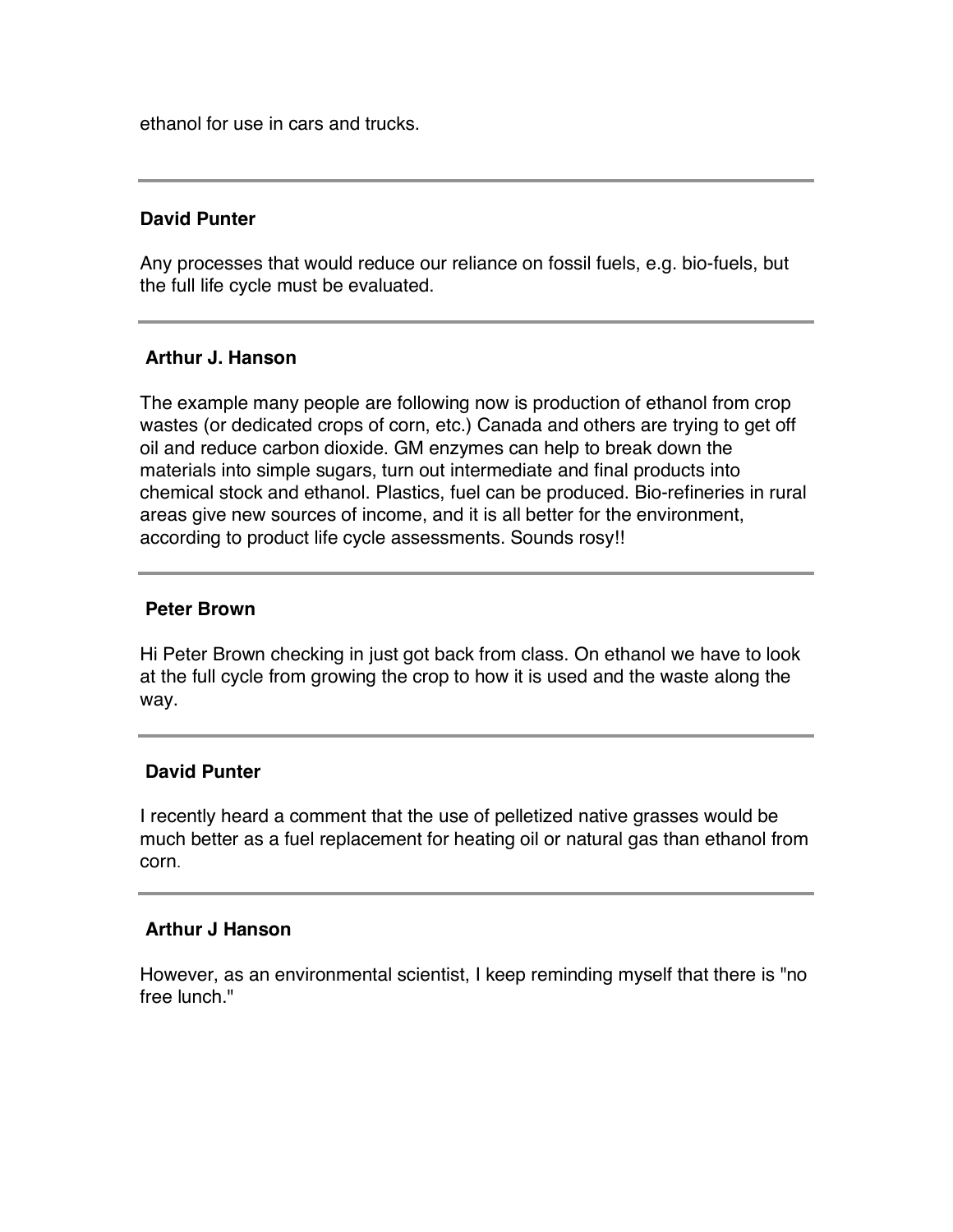ethanol for use in cars and trucks.

---

**David Punter**

Any processes that would reduce our reliance on fossil fuels, e.g. bio-fuels, but the full life cycle must be evaluated.

---

**Arthur J. Hanson**

The example many people are following now is production of ethanol from crop wastes (or dedicated crops of corn, etc.) Canada and others are trying to get off oil and reduce carbon dioxide. GM enzymes can help to break down the materials into simple sugars, turn out intermediate and final products into chemical stock and ethanol. Plastics, fuel can be produced. Bio-refineries in rural areas give new sources of income, and it is all better for the environment, according to product life cycle assessments. Sounds rosy!!

---

**Peter Brown**

Hi Peter Brown checking in just got back from class. On ethanol we have to look at the full cycle from growing the crop to how it is used and the waste along the way.

---

**David Punter**

I recently heard a comment that the use of pelletized native grasses would be much better as a fuel replacement for heating oil or natural gas than ethanol from corn.

---

**Arthur J Hanson**

However, as an environmental scientist, I keep reminding myself that there is "no free lunch."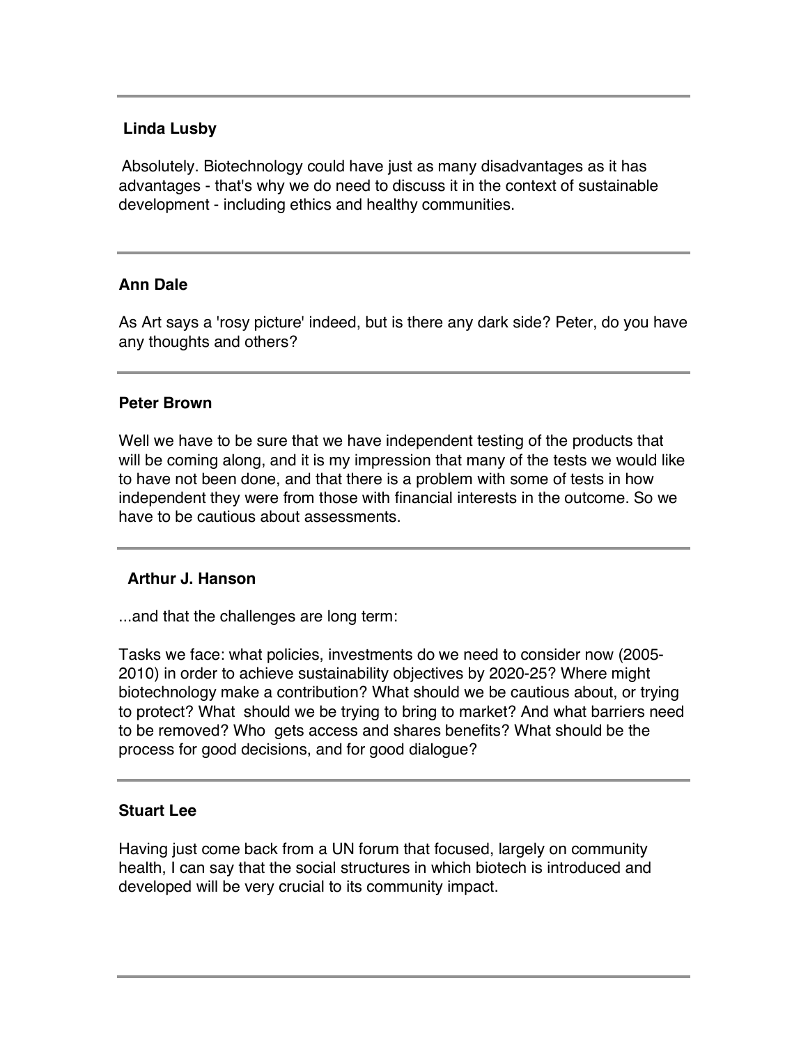**Linda Lusby**

Absolutely. Biotechnology could have just as many disadvantages as it has advantages - that's why we do need to discuss it in the context of sustainable development - including ethics and healthy communities.

---

**Ann Dale**

As Art says a 'rosy picture' indeed, but is there any dark side? Peter, do you have any thoughts and others?

---

**Peter Brown**

Well we have to be sure that we have independent testing of the products that will be coming along, and it is my impression that many of the tests we would like to have not been done, and that there is a problem with some of tests in how independent they were from those with financial interests in the outcome. So we have to be cautious about assessments.

---

**Arthur J. Hanson**

...and that the challenges are long term:

Tasks we face: what policies, investments do we need to consider now (2005-2010) in order to achieve sustainability objectives by 2020-25? Where might biotechnology make a contribution? What should we be cautious about, or trying to protect? What should we be trying to bring to market? And what barriers need to be removed? Who gets access and shares benefits? What should be the process for good decisions, and for good dialogue?

---

**Stuart Lee**

Having just come back from a UN forum that focused, largely on community health, I can say that the social structures in which biotech is introduced and developed will be very crucial to its community impact.

---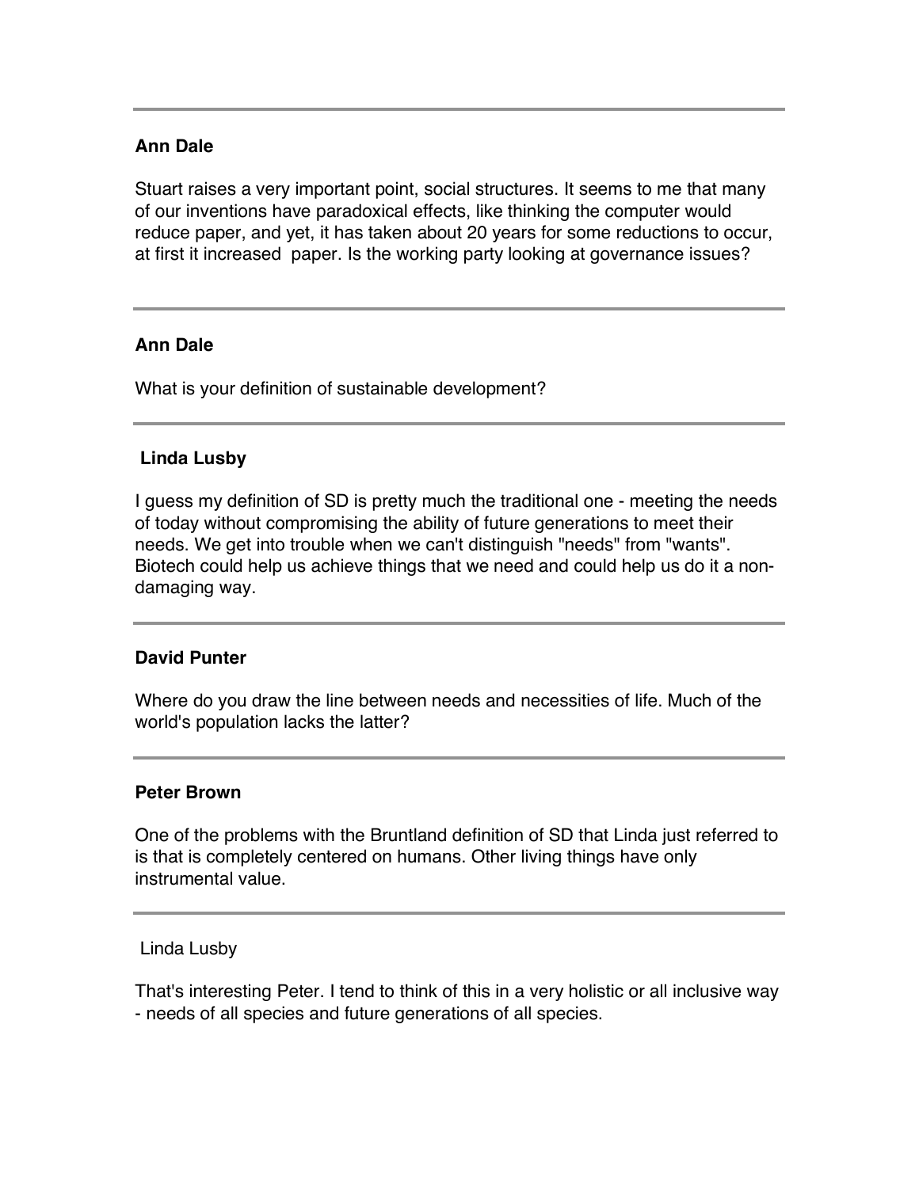---

**Ann Dale**

Stuart raises a very important point, social structures. It seems to me that many of our inventions have paradoxical effects, like thinking the computer would reduce paper, and yet, it has taken about 20 years for some reductions to occur, at first it increased paper. Is the working party looking at governance issues?

---

**Ann Dale**

What is your definition of sustainable development?

---

**Linda Lusby**

I guess my definition of SD is pretty much the traditional one - meeting the needs of today without compromising the ability of future generations to meet their needs. We get into trouble when we can't distinguish "needs" from "wants". Biotech could help us achieve things that we need and could help us do it a non-damaging way.

---

**David Punter**

Where do you draw the line between needs and necessities of life. Much of the world's population lacks the latter?

---

**Peter Brown**

One of the problems with the Bruntland definition of SD that Linda just referred to is that is completely centered on humans. Other living things have only instrumental value.

---

Linda Lusby

That's interesting Peter. I tend to think of this in a very holistic or all inclusive way - needs of all species and future generations of all species.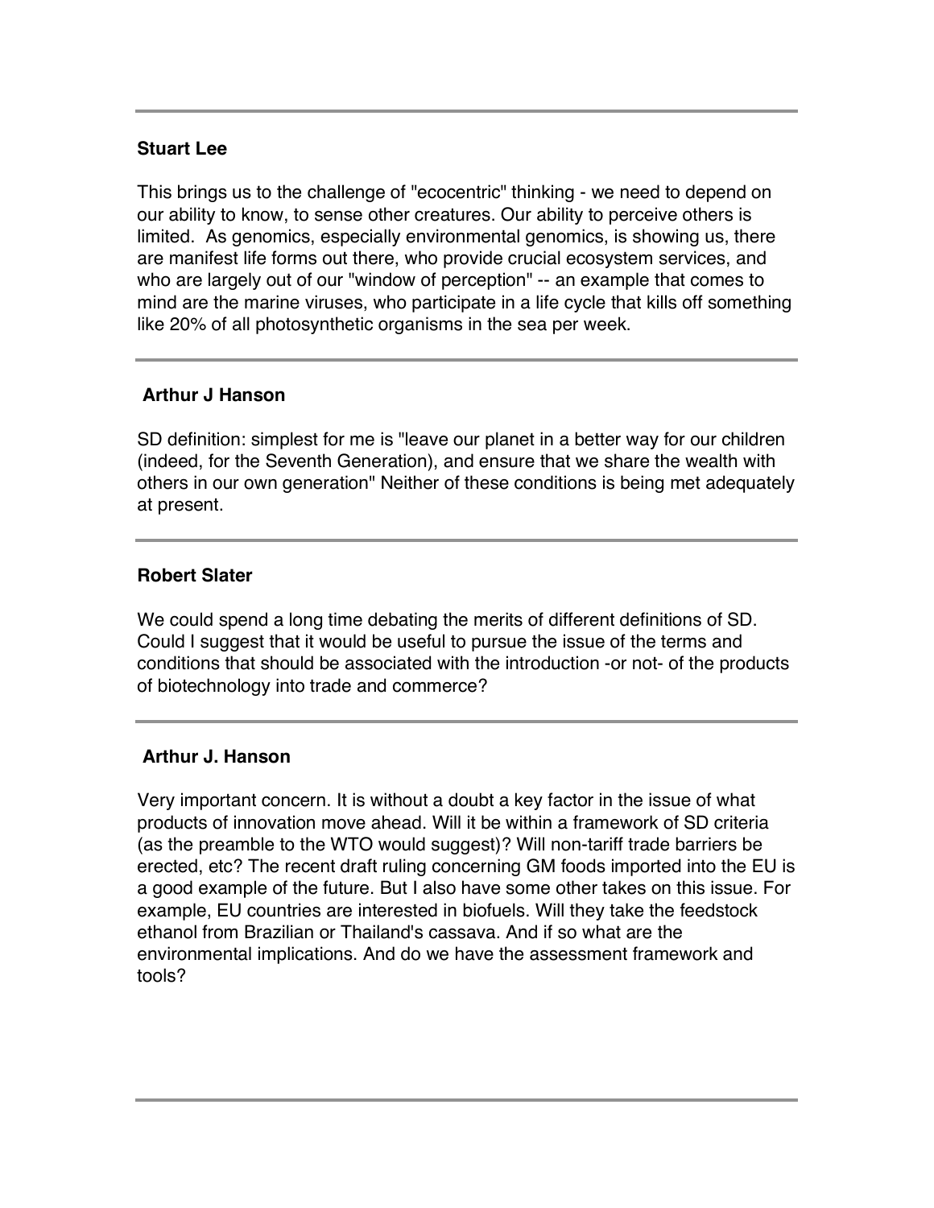---

**Stuart Lee**

This brings us to the challenge of "ecocentric" thinking - we need to depend on our ability to know, to sense other creatures. Our ability to perceive others is limited. As genomics, especially environmental genomics, is showing us, there are manifest life forms out there, who provide crucial ecosystem services, and who are largely out of our "window of perception" -- an example that comes to mind are the marine viruses, who participate in a life cycle that kills off something like 20% of all photosynthetic organisms in the sea per week.

---

**Arthur J Hanson**

SD definition: simplest for me is "leave our planet in a better way for our children (indeed, for the Seventh Generation), and ensure that we share the wealth with others in our own generation" Neither of these conditions is being met adequately at present.

---

**Robert Slater**

We could spend a long time debating the merits of different definitions of SD. Could I suggest that it would be useful to pursue the issue of the terms and conditions that should be associated with the introduction -or not- of the products of biotechnology into trade and commerce?

---

**Arthur J. Hanson**

Very important concern. It is without a doubt a key factor in the issue of what products of innovation move ahead. Will it be within a framework of SD criteria (as the preamble to the WTO would suggest)? Will non-tariff trade barriers be erected, etc? The recent draft ruling concerning GM foods imported into the EU is a good example of the future. But I also have some other takes on this issue. For example, EU countries are interested in biofuels. Will they take the feedstock ethanol from Brazilian or Thailand's cassava. And if so what are the environmental implications. And do we have the assessment framework and tools?

---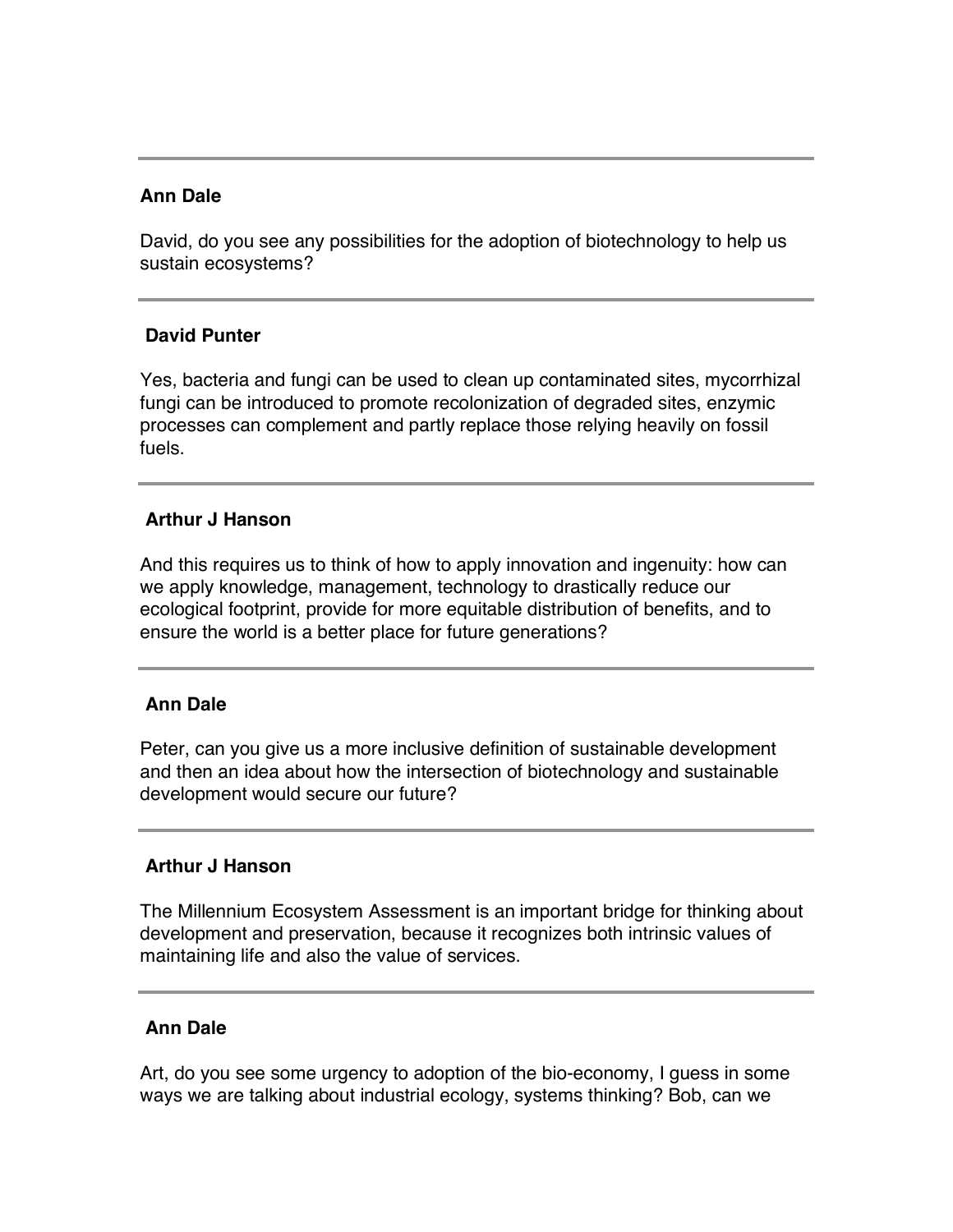---

**Ann Dale**

David, do you see any possibilities for the adoption of biotechnology to help us sustain ecosystems?

---

**David Punter**

Yes, bacteria and fungi can be used to clean up contaminated sites, mycorrhizal fungi can be introduced to promote recolonization of degraded sites, enzymic processes can complement and partly replace those relying heavily on fossil fuels.

---

**Arthur J Hanson**

And this requires us to think of how to apply innovation and ingenuity: how can we apply knowledge, management, technology to drastically reduce our ecological footprint, provide for more equitable distribution of benefits, and to ensure the world is a better place for future generations?

---

**Ann Dale**

Peter, can you give us a more inclusive definition of sustainable development and then an idea about how the intersection of biotechnology and sustainable development would secure our future?

---

**Arthur J Hanson**

The Millennium Ecosystem Assessment is an important bridge for thinking about development and preservation, because it recognizes both intrinsic values of maintaining life and also the value of services.

---

**Ann Dale**

Art, do you see some urgency to adoption of the bio-economy, I guess in some ways we are talking about industrial ecology, systems thinking? Bob, can we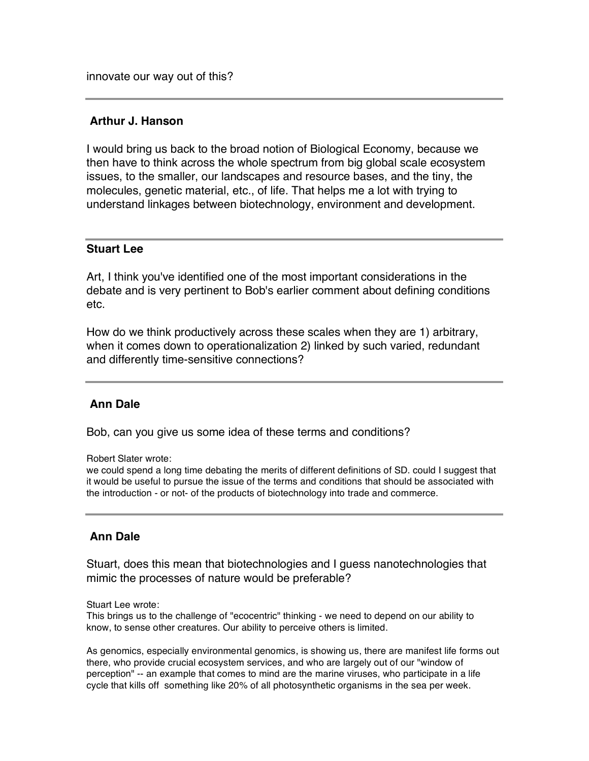innovate our way out of this?

---

**Arthur J. Hanson**

I would bring us back to the broad notion of Biological Economy, because we then have to think across the whole spectrum from big global scale ecosystem issues, to the smaller, our landscapes and resource bases, and the tiny, the molecules, genetic material, etc., of life. That helps me a lot with trying to understand linkages between biotechnology, environment and development.

---

**Stuart Lee**

Art, I think you've identified one of the most important considerations in the debate and is very pertinent to Bob's earlier comment about defining conditions etc.

How do we think productively across these scales when they are 1) arbitrary, when it comes down to operationalization 2) linked by such varied, redundant and differently time-sensitive connections?

---

**Ann Dale**

Bob, can you give us some idea of these terms and conditions?

Robert Slater wrote:
we could spend a long time debating the merits of different definitions of SD. could I suggest that it would be useful to pursue the issue of the terms and conditions that should be associated with the introduction - or not- of the products of biotechnology into trade and commerce.

---

**Ann Dale**

Stuart, does this mean that biotechnologies and I guess nanotechnologies that mimic the processes of nature would be preferable?

Stuart Lee wrote:
This brings us to the challenge of "ecocentric" thinking - we need to depend on our ability to know, to sense other creatures. Our ability to perceive others is limited.

As genomics, especially environmental genomics, is showing us, there are manifest life forms out there, who provide crucial ecosystem services, and who are largely out of our "window of perception" -- an example that comes to mind are the marine viruses, who participate in a life cycle that kills off something like 20% of all photosynthetic organisms in the sea per week.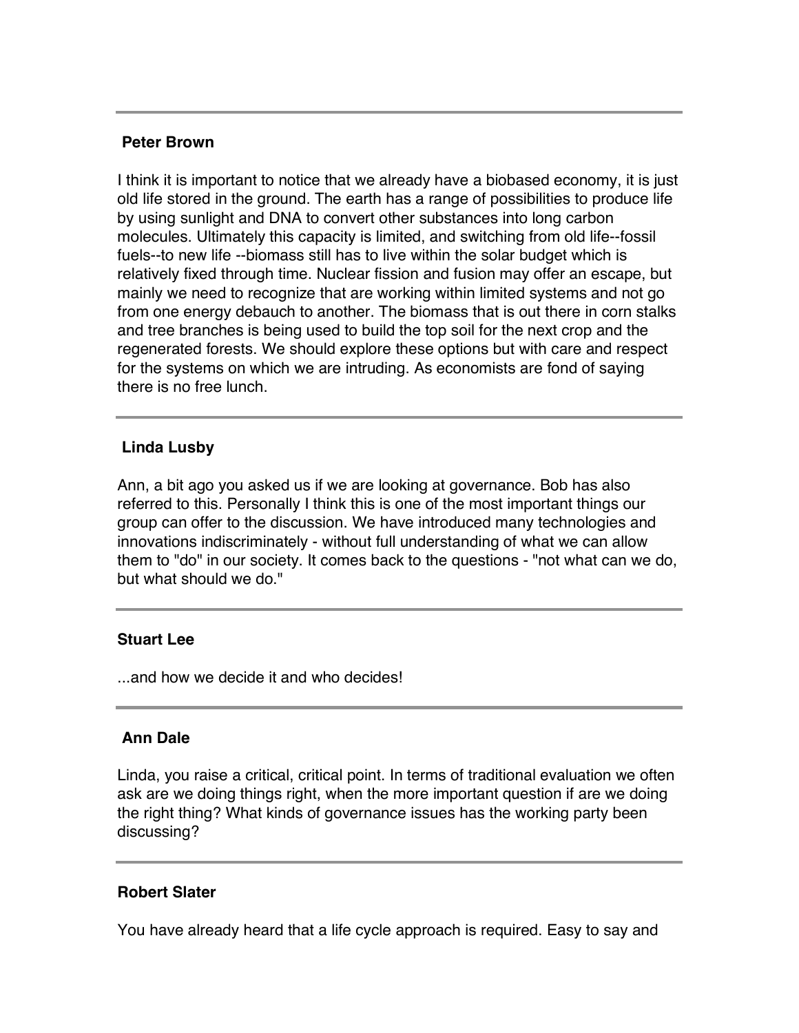---

**Peter Brown**

I think it is important to notice that we already have a biobased economy, it is just old life stored in the ground. The earth has a range of possibilities to produce life by using sunlight and DNA to convert other substances into long carbon molecules. Ultimately this capacity is limited, and switching from old life--fossil fuels--to new life --biomass still has to live within the solar budget which is relatively fixed through time. Nuclear fission and fusion may offer an escape, but mainly we need to recognize that are working within limited systems and not go from one energy debauch to another. The biomass that is out there in corn stalks and tree branches is being used to build the top soil for the next crop and the regenerated forests. We should explore these options but with care and respect for the systems on which we are intruding. As economists are fond of saying there is no free lunch.

---

**Linda Lusby**

Ann, a bit ago you asked us if we are looking at governance. Bob has also referred to this. Personally I think this is one of the most important things our group can offer to the discussion. We have introduced many technologies and innovations indiscriminately - without full understanding of what we can allow them to "do" in our society. It comes back to the questions - "not what can we do, but what should we do."

---

**Stuart Lee**

...and how we decide it and who decides!

---

**Ann Dale**

Linda, you raise a critical, critical point. In terms of traditional evaluation we often ask are we doing things right, when the more important question if are we doing the right thing? What kinds of governance issues has the working party been discussing?

---

**Robert Slater**

You have already heard that a life cycle approach is required. Easy to say and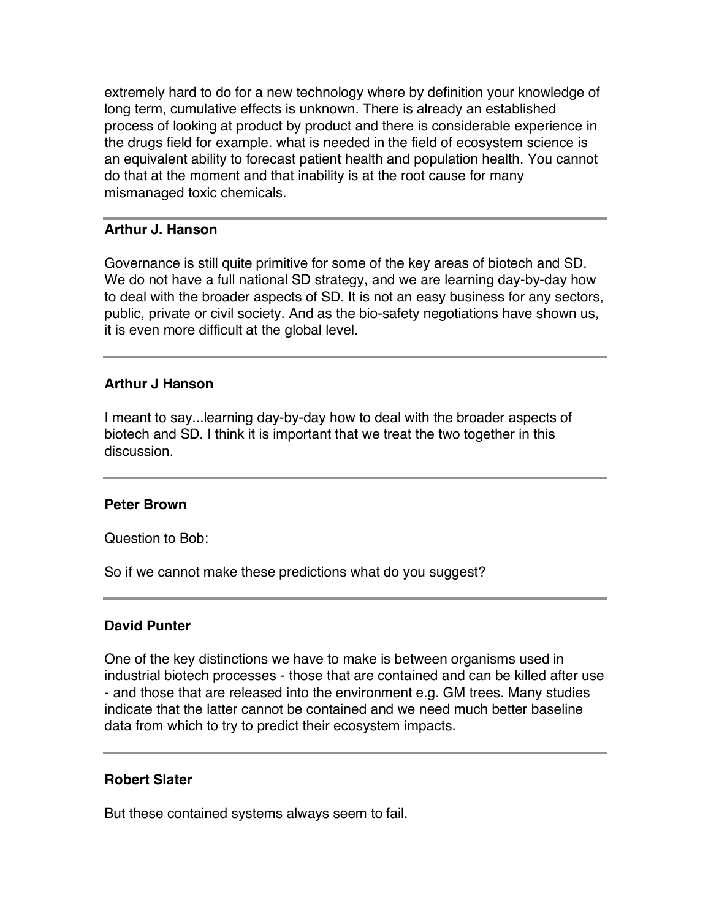extremely hard to do for a new technology where by definition your knowledge of long term, cumulative effects is unknown. There is already an established process of looking at product by product and there is considerable experience in the drugs field for example. what is needed in the field of ecosystem science is an equivalent ability to forecast patient health and population health. You cannot do that at the moment and that inability is at the root cause for many mismanaged toxic chemicals.

---

**Arthur J. Hanson**

Governance is still quite primitive for some of the key areas of biotech and SD. We do not have a full national SD strategy, and we are learning day-by-day how to deal with the broader aspects of SD. It is not an easy business for any sectors, public, private or civil society. And as the bio-safety negotiations have shown us, it is even more difficult at the global level.

---

**Arthur J Hanson**

I meant to say...learning day-by-day how to deal with the broader aspects of biotech and SD. I think it is important that we treat the two together in this discussion.

---

**Peter Brown**

Question to Bob:

So if we cannot make these predictions what do you suggest?

---

**David Punter**

One of the key distinctions we have to make is between organisms used in industrial biotech processes - those that are contained and can be killed after use - and those that are released into the environment e.g. GM trees. Many studies indicate that the latter cannot be contained and we need much better baseline data from which to try to predict their ecosystem impacts.

---

**Robert Slater**

But these contained systems always seem to fail.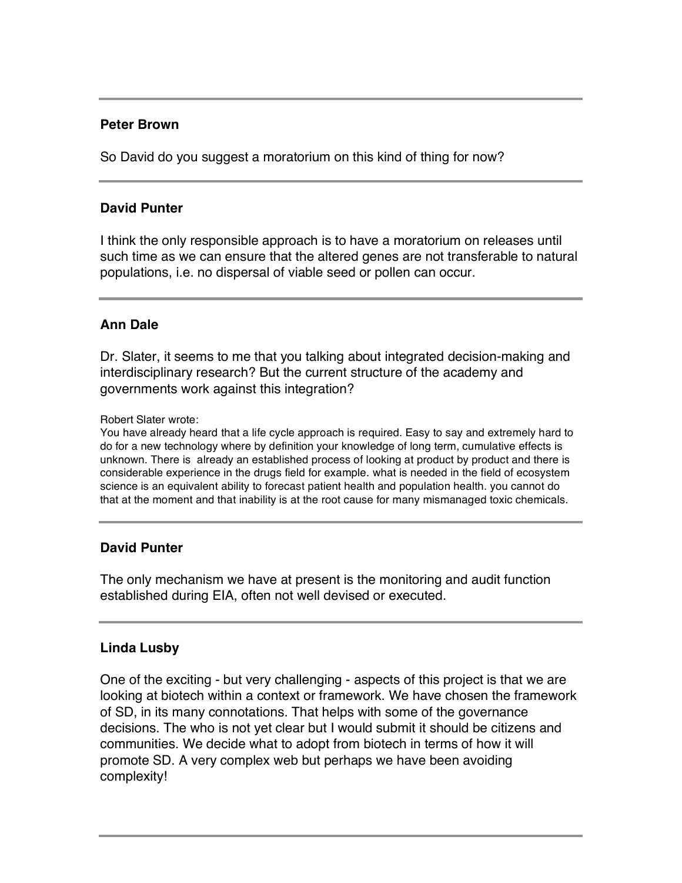---

**Peter Brown**

So David do you suggest a moratorium on this kind of thing for now?

---

**David Punter**

I think the only responsible approach is to have a moratorium on releases until such time as we can ensure that the altered genes are not transferable to natural populations, i.e. no dispersal of viable seed or pollen can occur.

---

**Ann Dale**

Dr. Slater, it seems to me that you talking about integrated decision-making and interdisciplinary research? But the current structure of the academy and governments work against this integration?

Robert Slater wrote:
You have already heard that a life cycle approach is required. Easy to say and extremely hard to do for a new technology where by definition your knowledge of long term, cumulative effects is unknown. There is already an established process of looking at product by product and there is considerable experience in the drugs field for example. what is needed in the field of ecosystem science is an equivalent ability to forecast patient health and population health. you cannot do that at the moment and that inability is at the root cause for many mismanaged toxic chemicals.

---

**David Punter**

The only mechanism we have at present is the monitoring and audit function established during EIA, often not well devised or executed.

---

**Linda Lusby**

One of the exciting - but very challenging - aspects of this project is that we are looking at biotech within a context or framework. We have chosen the framework of SD, in its many connotations. That helps with some of the governance decisions. The who is not yet clear but I would submit it should be citizens and communities. We decide what to adopt from biotech in terms of how it will promote SD. A very complex web but perhaps we have been avoiding complexity!

---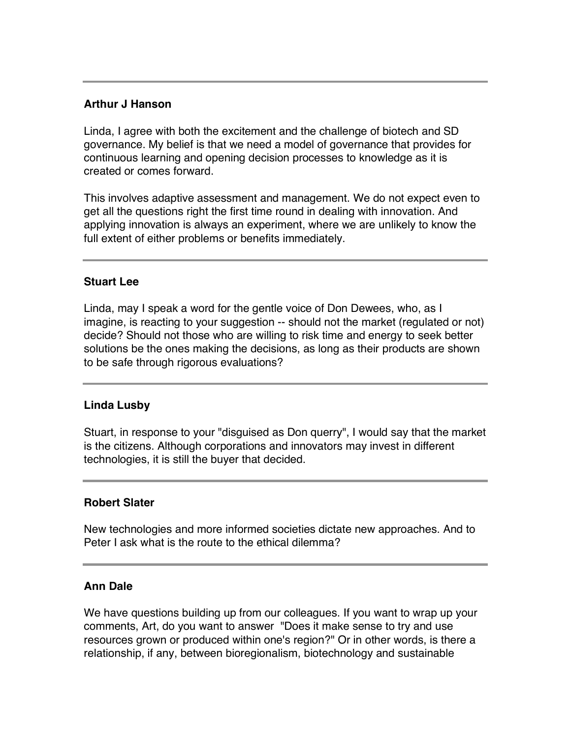---

**Arthur J Hanson**

Linda, I agree with both the excitement and the challenge of biotech and SD governance. My belief is that we need a model of governance that provides for continuous learning and opening decision processes to knowledge as it is created or comes forward.

This involves adaptive assessment and management. We do not expect even to get all the questions right the first time round in dealing with innovation. And applying innovation is always an experiment, where we are unlikely to know the full extent of either problems or benefits immediately.

---

**Stuart Lee**

Linda, may I speak a word for the gentle voice of Don Dewees, who, as I imagine, is reacting to your suggestion -- should not the market (regulated or not) decide? Should not those who are willing to risk time and energy to seek better solutions be the ones making the decisions, as long as their products are shown to be safe through rigorous evaluations?

---

**Linda Lusby**

Stuart, in response to your "disguised as Don querry", I would say that the market is the citizens. Although corporations and innovators may invest in different technologies, it is still the buyer that decided.

---

**Robert Slater**

New technologies and more informed societies dictate new approaches. And to Peter I ask what is the route to the ethical dilemma?

---

**Ann Dale**

We have questions building up from our colleagues. If you want to wrap up your comments, Art, do you want to answer "Does it make sense to try and use resources grown or produced within one's region?" Or in other words, is there a relationship, if any, between bioregionalism, biotechnology and sustainable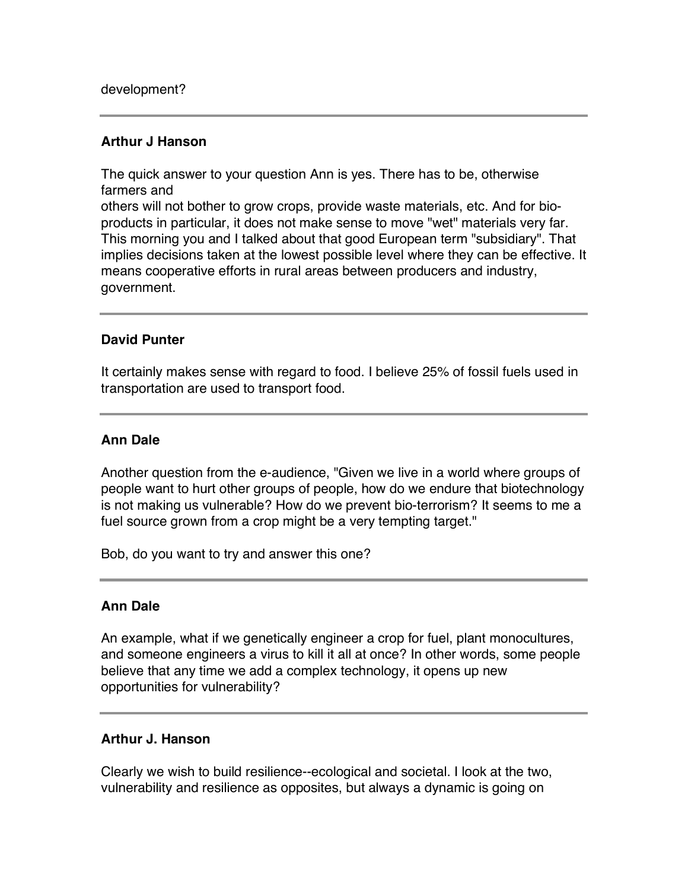development?

---

**Arthur J Hanson**

The quick answer to your question Ann is yes. There has to be, otherwise farmers and
others will not bother to grow crops, provide waste materials, etc. And for bio-products in particular, it does not make sense to move "wet" materials very far. This morning you and I talked about that good European term "subsidiary". That implies decisions taken at the lowest possible level where they can be effective. It means cooperative efforts in rural areas between producers and industry, government.

---

**David Punter**

It certainly makes sense with regard to food. I believe 25% of fossil fuels used in transportation are used to transport food.

---

**Ann Dale**

Another question from the e-audience, "Given we live in a world where groups of people want to hurt other groups of people, how do we endure that biotechnology is not making us vulnerable? How do we prevent bio-terrorism? It seems to me a fuel source grown from a crop might be a very tempting target."

Bob, do you want to try and answer this one?

---

**Ann Dale**

An example, what if we genetically engineer a crop for fuel, plant monocultures, and someone engineers a virus to kill it all at once? In other words, some people believe that any time we add a complex technology, it opens up new opportunities for vulnerability?

---

**Arthur J. Hanson**

Clearly we wish to build resilience--ecological and societal. I look at the two, vulnerability and resilience as opposites, but always a dynamic is going on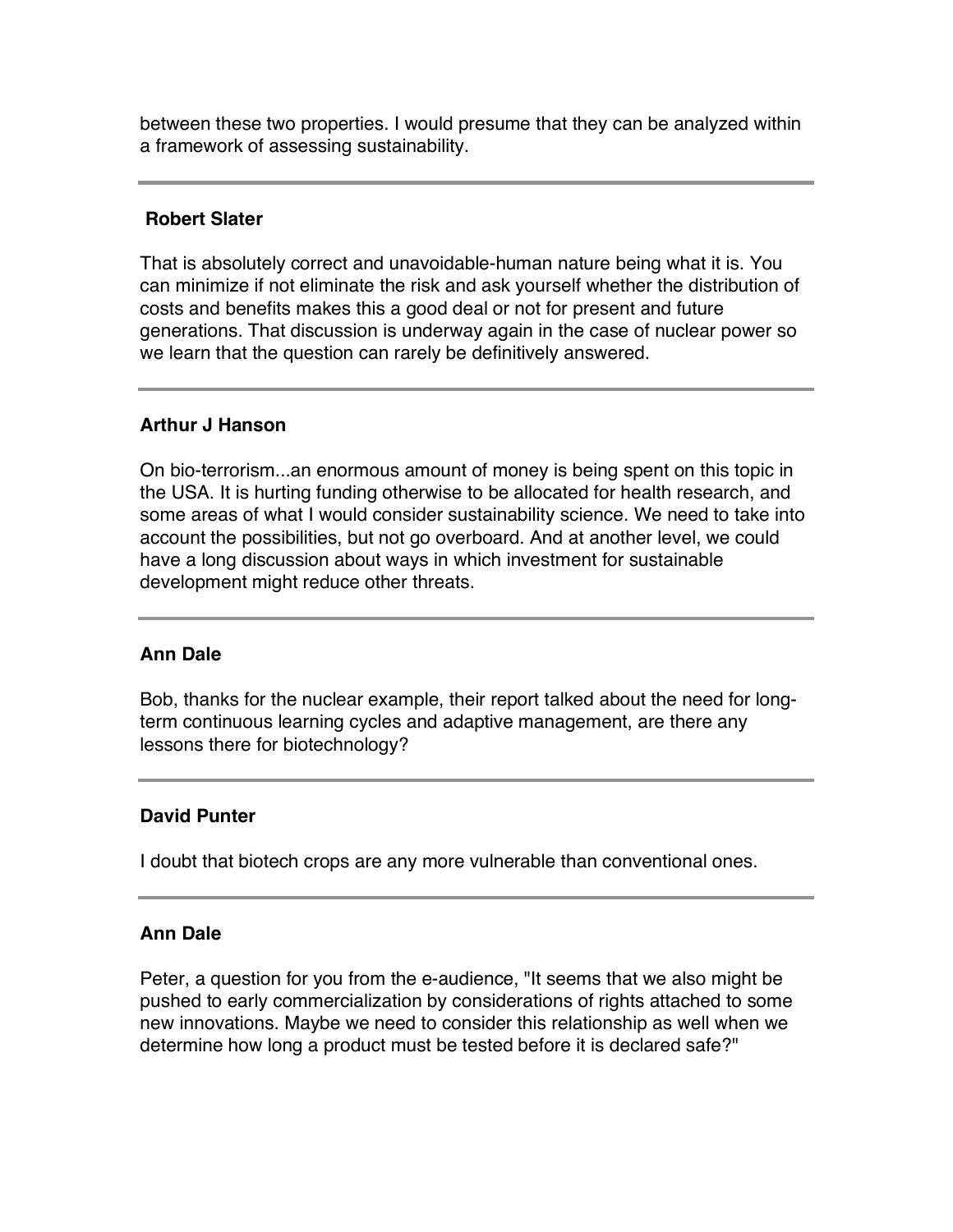between these two properties. I would presume that they can be analyzed within a framework of assessing sustainability.

---

**Robert Slater**

That is absolutely correct and unavoidable-human nature being what it is. You can minimize if not eliminate the risk and ask yourself whether the distribution of costs and benefits makes this a good deal or not for present and future generations. That discussion is underway again in the case of nuclear power so we learn that the question can rarely be definitively answered.

---

**Arthur J Hanson**

On bio-terrorism...an enormous amount of money is being spent on this topic in the USA. It is hurting funding otherwise to be allocated for health research, and some areas of what I would consider sustainability science. We need to take into account the possibilities, but not go overboard. And at another level, we could have a long discussion about ways in which investment for sustainable development might reduce other threats.

---

**Ann Dale**

Bob, thanks for the nuclear example, their report talked about the need for long-term continuous learning cycles and adaptive management, are there any lessons there for biotechnology?

---

**David Punter**

I doubt that biotech crops are any more vulnerable than conventional ones.

---

**Ann Dale**

Peter, a question for you from the e-audience, "It seems that we also might be pushed to early commercialization by considerations of rights attached to some new innovations. Maybe we need to consider this relationship as well when we determine how long a product must be tested before it is declared safe?"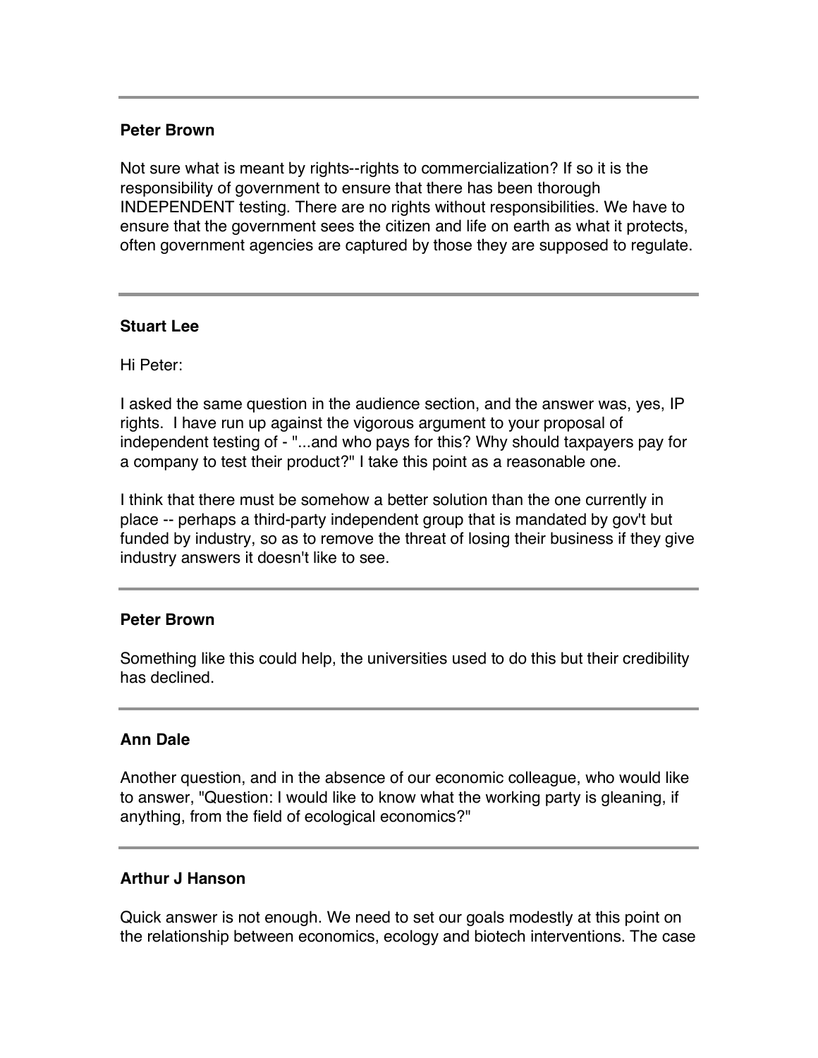---

**Peter Brown**

Not sure what is meant by rights--rights to commercialization? If so it is the responsibility of government to ensure that there has been thorough INDEPENDENT testing. There are no rights without responsibilities. We have to ensure that the government sees the citizen and life on earth as what it protects, often government agencies are captured by those they are supposed to regulate.

---

**Stuart Lee**

Hi Peter:

I asked the same question in the audience section, and the answer was, yes, IP rights. I have run up against the vigorous argument to your proposal of independent testing of - "...and who pays for this? Why should taxpayers pay for a company to test their product?" I take this point as a reasonable one.

I think that there must be somehow a better solution than the one currently in place -- perhaps a third-party independent group that is mandated by gov't but funded by industry, so as to remove the threat of losing their business if they give industry answers it doesn't like to see.

---

**Peter Brown**

Something like this could help, the universities used to do this but their credibility has declined.

---

**Ann Dale**

Another question, and in the absence of our economic colleague, who would like to answer, "Question: I would like to know what the working party is gleaning, if anything, from the field of ecological economics?"

---

**Arthur J Hanson**

Quick answer is not enough. We need to set our goals modestly at this point on the relationship between economics, ecology and biotech interventions. The case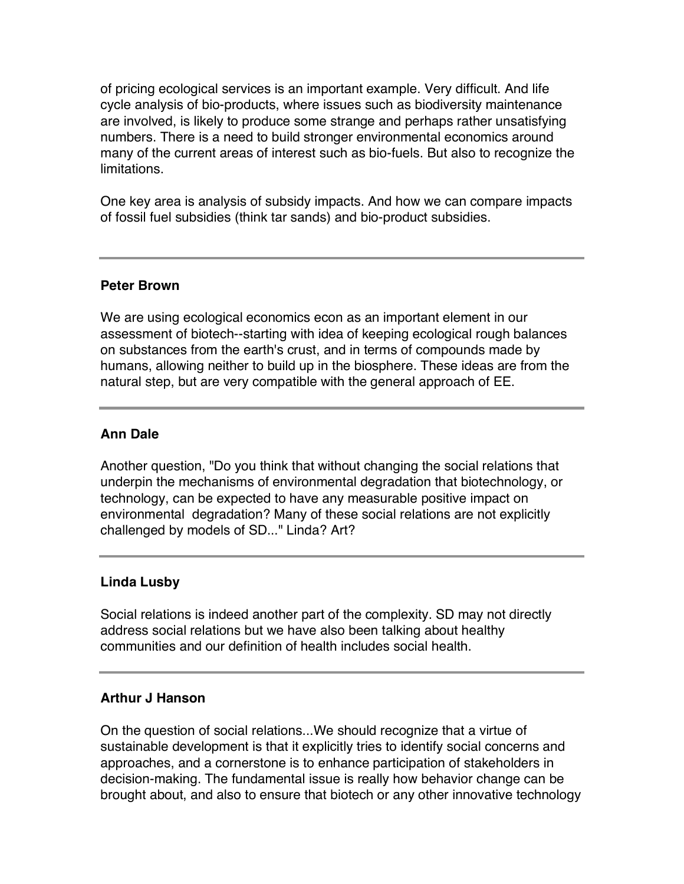of pricing ecological services is an important example. Very difficult. And life cycle analysis of bio-products, where issues such as biodiversity maintenance are involved, is likely to produce some strange and perhaps rather unsatisfying numbers. There is a need to build stronger environmental economics around many of the current areas of interest such as bio-fuels. But also to recognize the limitations.

One key area is analysis of subsidy impacts. And how we can compare impacts of fossil fuel subsidies (think tar sands) and bio-product subsidies.

---

**Peter Brown**

We are using ecological economics econ as an important element in our assessment of biotech--starting with idea of keeping ecological rough balances on substances from the earth's crust, and in terms of compounds made by humans, allowing neither to build up in the biosphere. These ideas are from the natural step, but are very compatible with the general approach of EE.

---

**Ann Dale**

Another question, "Do you think that without changing the social relations that underpin the mechanisms of environmental degradation that biotechnology, or technology, can be expected to have any measurable positive impact on environmental degradation? Many of these social relations are not explicitly challenged by models of SD..." Linda? Art?

---

**Linda Lusby**

Social relations is indeed another part of the complexity. SD may not directly address social relations but we have also been talking about healthy communities and our definition of health includes social health.

---

**Arthur J Hanson**

On the question of social relations...We should recognize that a virtue of sustainable development is that it explicitly tries to identify social concerns and approaches, and a cornerstone is to enhance participation of stakeholders in decision-making. The fundamental issue is really how behavior change can be brought about, and also to ensure that biotech or any other innovative technology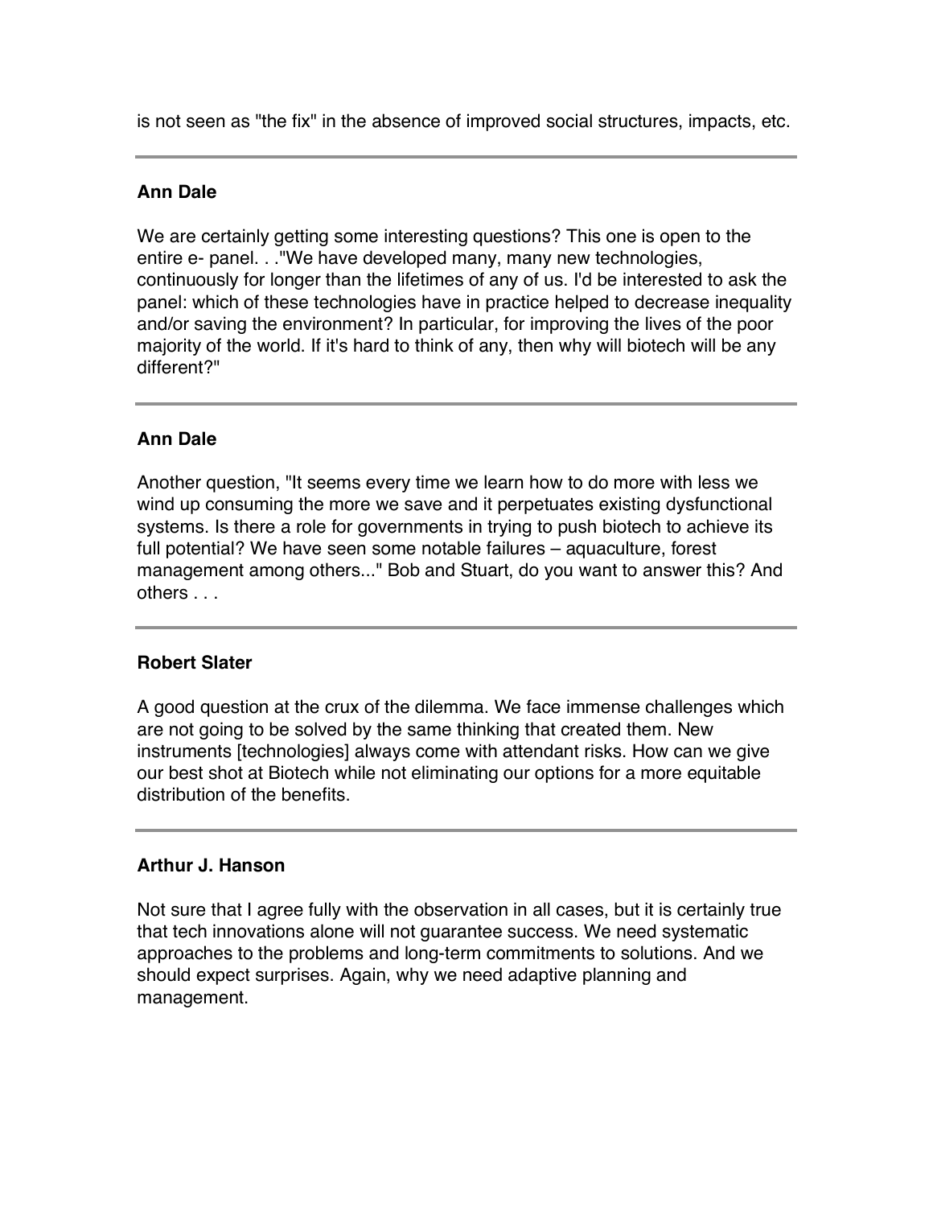is not seen as "the fix" in the absence of improved social structures, impacts, etc.

---

**Ann Dale**

We are certainly getting some interesting questions? This one is open to the entire e- panel. . ."We have developed many, many new technologies, continuously for longer than the lifetimes of any of us. I'd be interested to ask the panel: which of these technologies have in practice helped to decrease inequality and/or saving the environment? In particular, for improving the lives of the poor majority of the world. If it's hard to think of any, then why will biotech will be any different?"

---

**Ann Dale**

Another question, "It seems every time we learn how to do more with less we wind up consuming the more we save and it perpetuates existing dysfunctional systems. Is there a role for governments in trying to push biotech to achieve its full potential? We have seen some notable failures – aquaculture, forest management among others..." Bob and Stuart, do you want to answer this? And others . . .

---

**Robert Slater**

A good question at the crux of the dilemma. We face immense challenges which are not going to be solved by the same thinking that created them. New instruments [technologies] always come with attendant risks. How can we give our best shot at Biotech while not eliminating our options for a more equitable distribution of the benefits.

---

**Arthur J. Hanson**

Not sure that I agree fully with the observation in all cases, but it is certainly true that tech innovations alone will not guarantee success. We need systematic approaches to the problems and long-term commitments to solutions. And we should expect surprises. Again, why we need adaptive planning and management.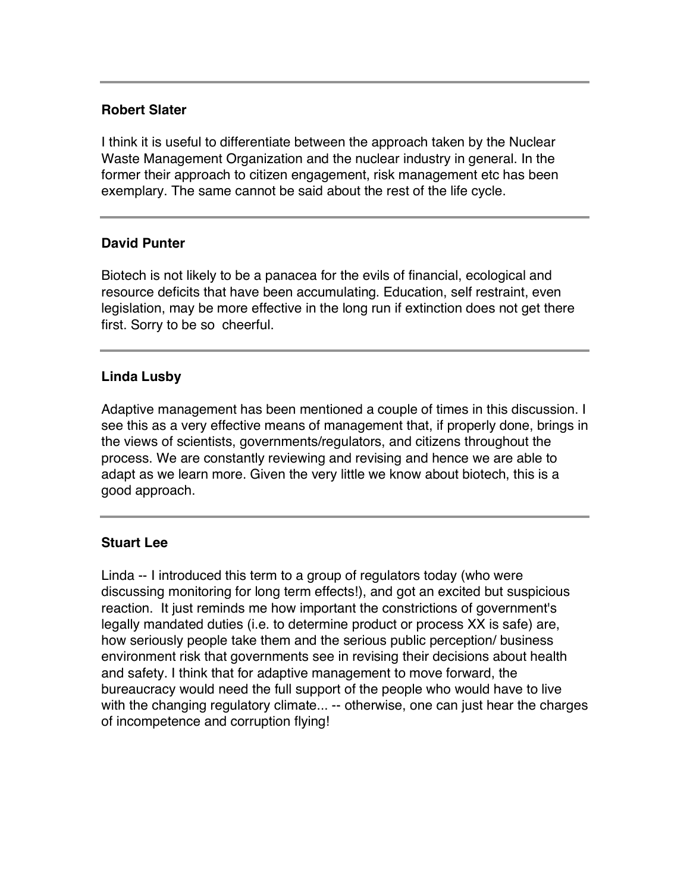---

**Robert Slater**

I think it is useful to differentiate between the approach taken by the Nuclear Waste Management Organization and the nuclear industry in general. In the former their approach to citizen engagement, risk management etc has been exemplary. The same cannot be said about the rest of the life cycle.

---

**David Punter**

Biotech is not likely to be a panacea for the evils of financial, ecological and resource deficits that have been accumulating. Education, self restraint, even legislation, may be more effective in the long run if extinction does not get there first. Sorry to be so cheerful.

---

**Linda Lusby**

Adaptive management has been mentioned a couple of times in this discussion. I see this as a very effective means of management that, if properly done, brings in the views of scientists, governments/regulators, and citizens throughout the process. We are constantly reviewing and revising and hence we are able to adapt as we learn more. Given the very little we know about biotech, this is a good approach.

---

**Stuart Lee**

Linda -- I introduced this term to a group of regulators today (who were discussing monitoring for long term effects!), and got an excited but suspicious reaction. It just reminds me how important the constrictions of government's legally mandated duties (i.e. to determine product or process XX is safe) are, how seriously people take them and the serious public perception/ business environment risk that governments see in revising their decisions about health and safety. I think that for adaptive management to move forward, the bureaucracy would need the full support of the people who would have to live with the changing regulatory climate... -- otherwise, one can just hear the charges of incompetence and corruption flying!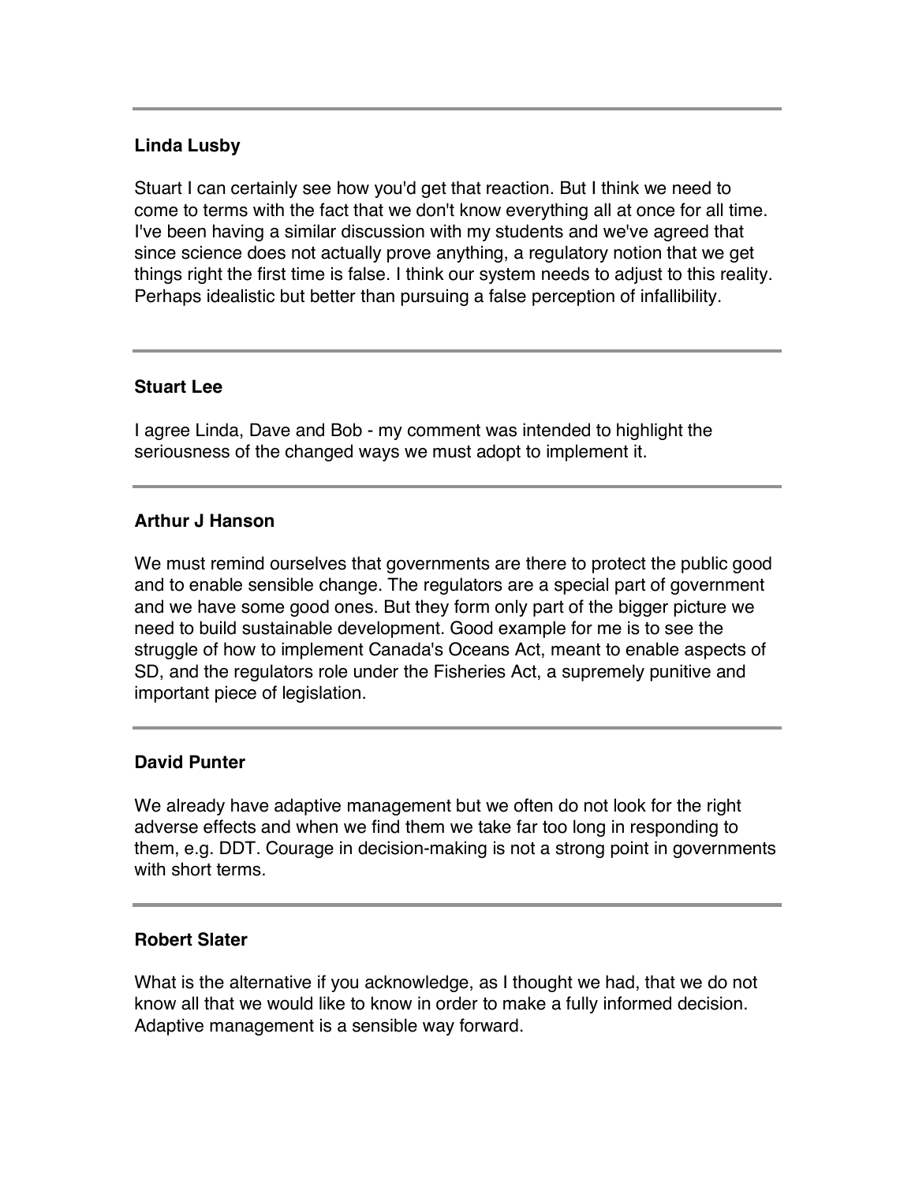---

**Linda Lusby**

Stuart I can certainly see how you'd get that reaction. But I think we need to come to terms with the fact that we don't know everything all at once for all time. I've been having a similar discussion with my students and we've agreed that since science does not actually prove anything, a regulatory notion that we get things right the first time is false. I think our system needs to adjust to this reality. Perhaps idealistic but better than pursuing a false perception of infallibility.

---

**Stuart Lee**

I agree Linda, Dave and Bob - my comment was intended to highlight the seriousness of the changed ways we must adopt to implement it.

---

**Arthur J Hanson**

We must remind ourselves that governments are there to protect the public good and to enable sensible change. The regulators are a special part of government and we have some good ones. But they form only part of the bigger picture we need to build sustainable development. Good example for me is to see the struggle of how to implement Canada's Oceans Act, meant to enable aspects of SD, and the regulators role under the Fisheries Act, a supremely punitive and important piece of legislation.

---

**David Punter**

We already have adaptive management but we often do not look for the right adverse effects and when we find them we take far too long in responding to them, e.g. DDT. Courage in decision-making is not a strong point in governments with short terms.

---

**Robert Slater**

What is the alternative if you acknowledge, as I thought we had, that we do not know all that we would like to know in order to make a fully informed decision. Adaptive management is a sensible way forward.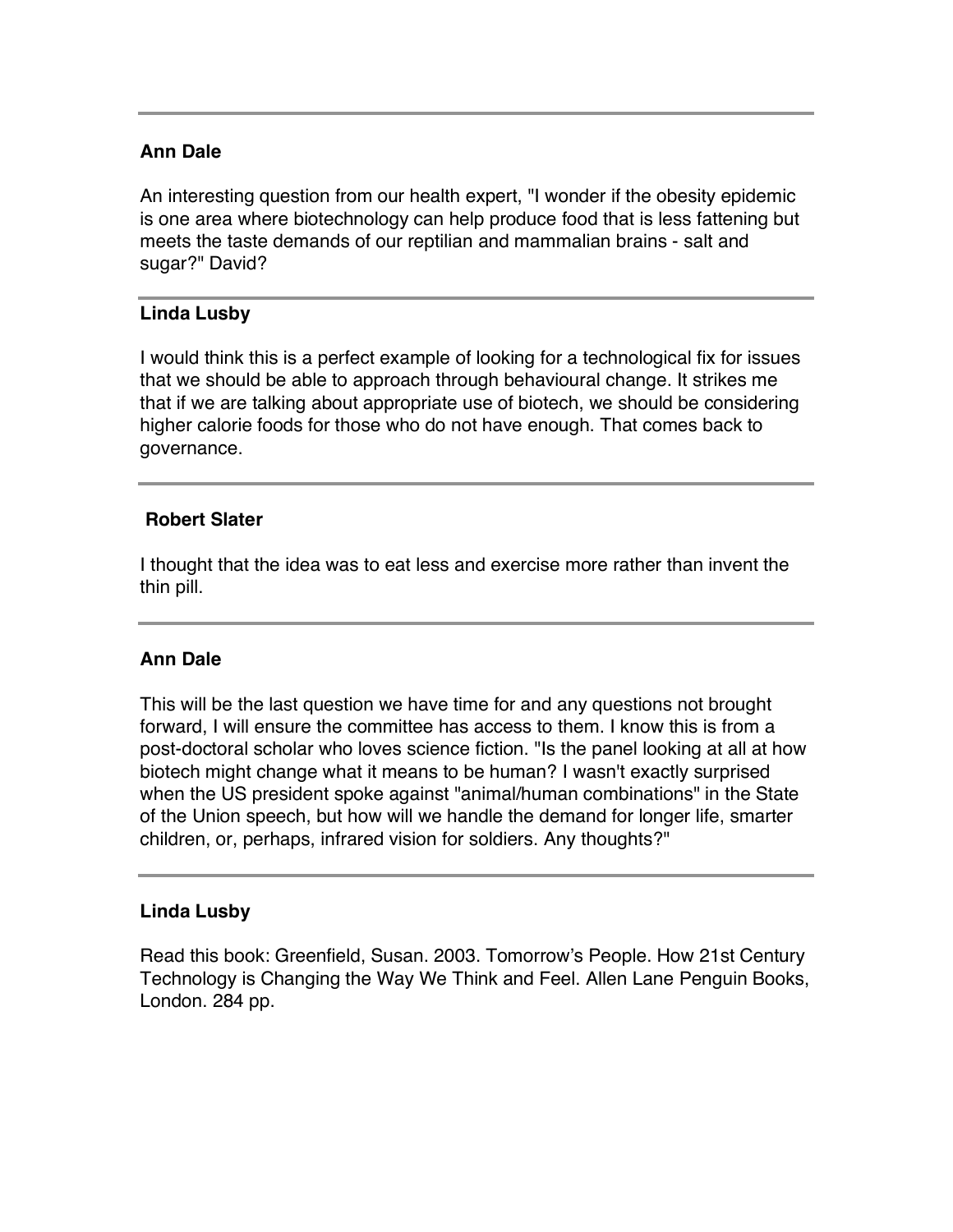---

**Ann Dale**

An interesting question from our health expert, "I wonder if the obesity epidemic is one area where biotechnology can help produce food that is less fattening but meets the taste demands of our reptilian and mammalian brains - salt and sugar?" David?

---

**Linda Lusby**

I would think this is a perfect example of looking for a technological fix for issues that we should be able to approach through behavioural change. It strikes me that if we are talking about appropriate use of biotech, we should be considering higher calorie foods for those who do not have enough. That comes back to governance.

---

**Robert Slater**

I thought that the idea was to eat less and exercise more rather than invent the thin pill.

---

**Ann Dale**

This will be the last question we have time for and any questions not brought forward, I will ensure the committee has access to them. I know this is from a post-doctoral scholar who loves science fiction. "Is the panel looking at all at how biotech might change what it means to be human? I wasn't exactly surprised when the US president spoke against "animal/human combinations" in the State of the Union speech, but how will we handle the demand for longer life, smarter children, or, perhaps, infrared vision for soldiers. Any thoughts?"

---

**Linda Lusby**

Read this book: Greenfield, Susan. 2003. Tomorrow's People. How 21st Century Technology is Changing the Way We Think and Feel. Allen Lane Penguin Books, London. 284 pp.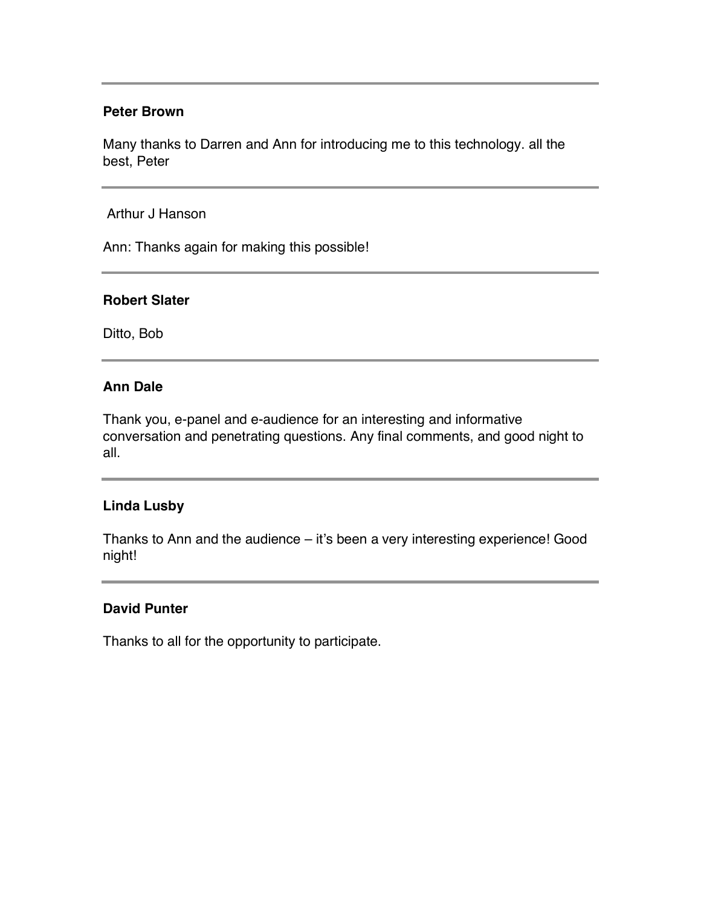---

**Peter Brown**

Many thanks to Darren and Ann for introducing me to this technology. all the best, Peter

---

Arthur J Hanson

Ann: Thanks again for making this possible!

---

**Robert Slater**

Ditto, Bob

---

**Ann Dale**

Thank you, e-panel and e-audience for an interesting and informative conversation and penetrating questions. Any final comments, and good night to all.

---

**Linda Lusby**

Thanks to Ann and the audience – it's been a very interesting experience! Good night!

---

**David Punter**

Thanks to all for the opportunity to participate.